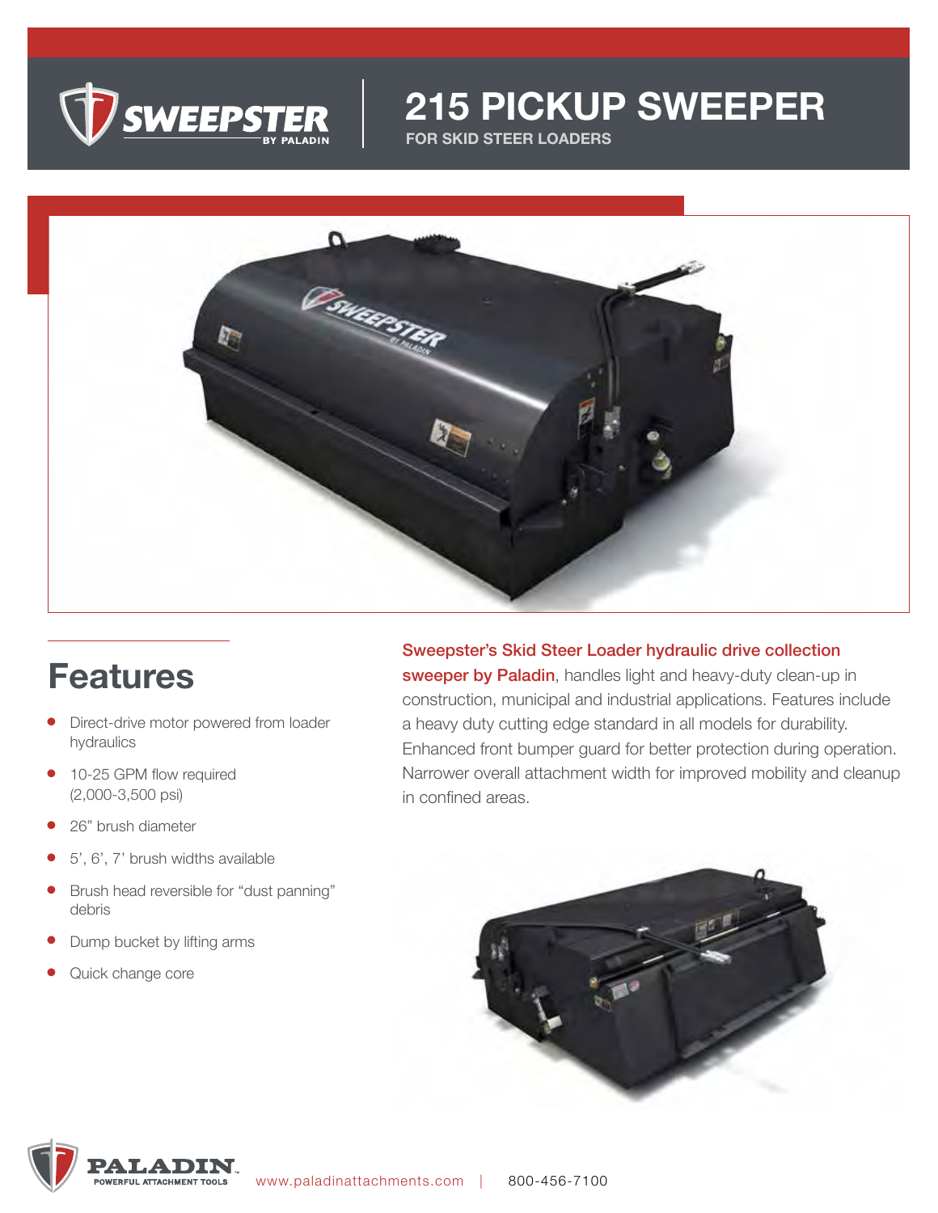# 215 PICKUP SWEEPER

FOR SKID STEER LOADERS

## Features

- Direct-drive motor powered from loader hydraulics
- 10-25 GPM flow required (2,000-3,500 psi)
- 26" brush diameter
- 5', 6', 7' brush widths available
- Brush head reversible for "dust panning" debris
- Dump bucket by lifting arms
- Quick change core

**Sweepster's Skid Steer Loader hydraulic drive collection sweeper by Paladin**, handles light and heavy-duty clean-up in construction, municipal and industrial applications. Features include a heavy duty cutting edge standard in all models for durability. Enhanced front bumper guard for better protection during operation. Narrower overall attachment width for improved mobility and cleanup in confined areas.

www.paladinattachments.com | 800-456-7100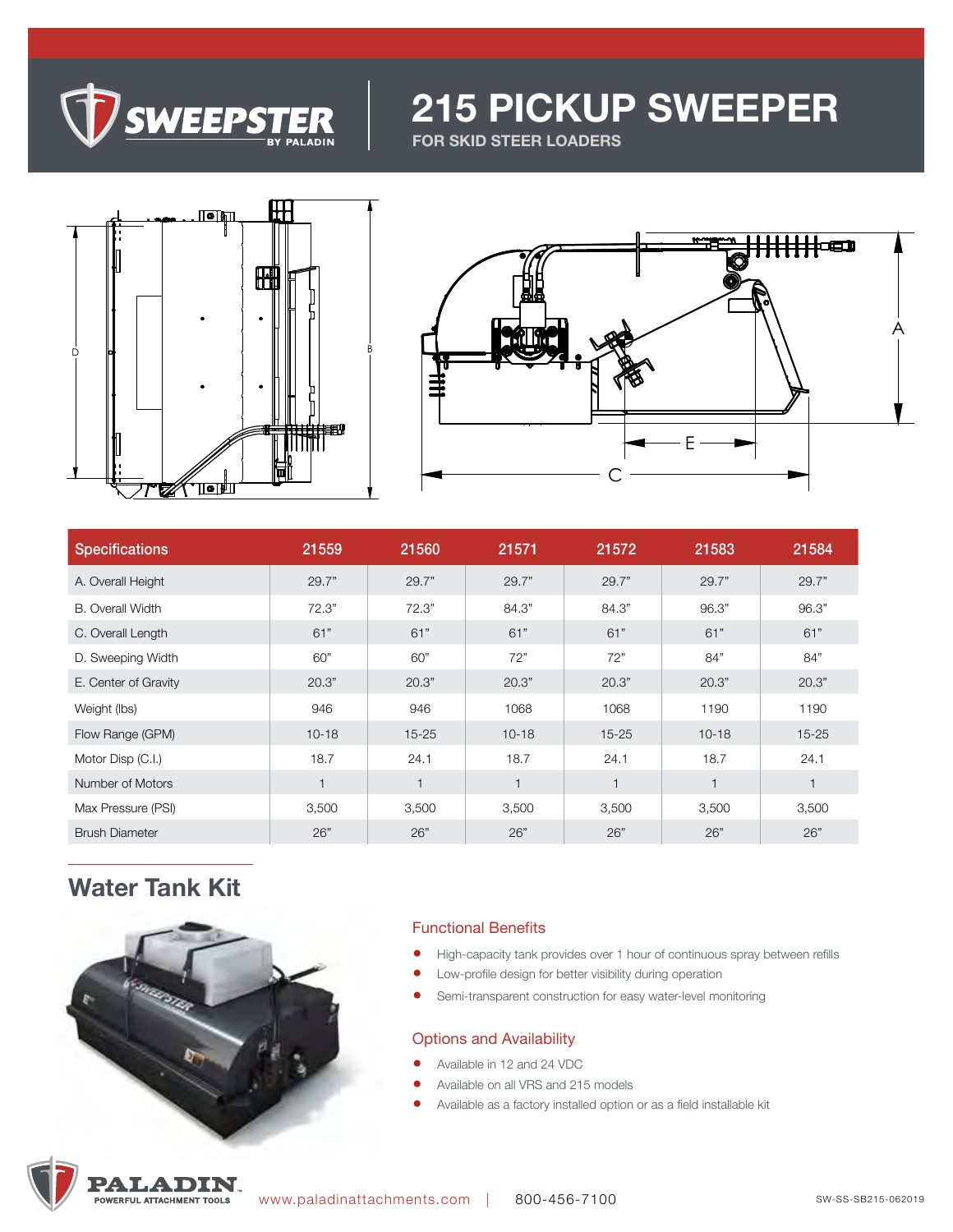# 215 PICKUP SWEEPER

FOR SKID STEER LOADERS

| Specifications | 21559 | 21560 | 21571 | 21572 | 21583 | 21584 |
|---|---|---|---|---|---|---|
| A. Overall Height | 29.7" | 29.7" | 29.7" | 29.7" | 29.7" | 29.7" |
| B. Overall Width | 72.3" | 72.3" | 84.3" | 84.3" | 96.3" | 96.3" |
| C. Overall Length | 61" | 61" | 61" | 61" | 61" | 61" |
| D. Sweeping Width | 60" | 60" | 72" | 72" | 84" | 84" |
| E. Center of Gravity | 20.3" | 20.3" | 20.3" | 20.3" | 20.3" | 20.3" |
| Weight (lbs) | 946 | 946 | 1068 | 1068 | 1190 | 1190 |
| Flow Range (GPM) | 10-18 | 15-25 | 10-18 | 15-25 | 10-18 | 15-25 |
| Motor Disp (C.I.) | 18.7 | 24.1 | 18.7 | 24.1 | 18.7 | 24.1 |
| Number of Motors | 1 | 1 | 1 | 1 | 1 | 1 |
| Max Pressure (PSI) | 3,500 | 3,500 | 3,500 | 3,500 | 3,500 | 3,500 |
| Brush Diameter | 26" | 26" | 26" | 26" | 26" | 26" |

## Water Tank Kit

### Functional Benefits

- High-capacity tank provides over 1 hour of continuous spray between refills
- Low-profile design for better visibility during operation
- Semi-transparent construction for easy water-level monitoring

### Options and Availability

- Available in 12 and 24 VDC
- Available on all VRS and 215 models
- Available as a factory installed option or as a field installable kit

www.paladinattachments.com | 800-456-7100

SW-SS-SB215-062019